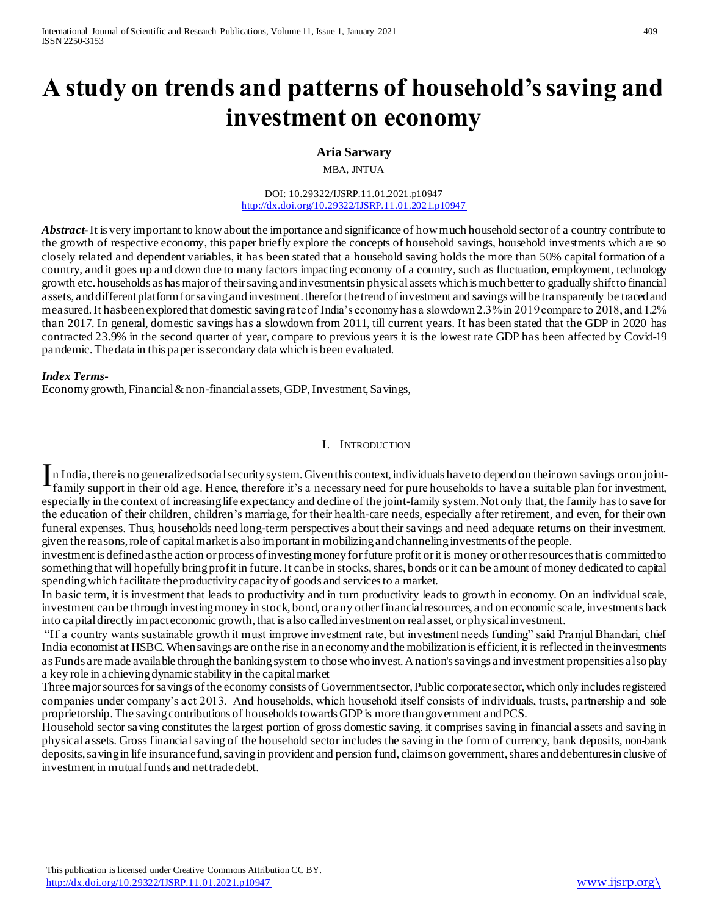# A study on trends and patterns of household's saving and investment on economy

**Aria Sarwary**

MBA, JNTUA

DOI: 10.29322/IJSRP.11.01.2021.p10947
http://dx.doi.org/10.29322/IJSRP.11.01.2021.p10947

***Abstract-*** It is very important to know about the importance and significance of how much household sector of a country contribute to the growth of respective economy, this paper briefly explore the concepts of household savings, household investments which are so closely related and dependent variables, it has been stated that a household saving holds the more than 50% capital formation of a country, and it goes up and down due to many factors impacting economy of a country, such as fluctuation, employment, technology growth etc. households as has major of their saving and investments in physical assets which is much better to gradually shift to financial assets, and different platform for saving and investment. therefor the trend of investment and savings will be transparently be traced and measured. It has been explored that domestic saving rate of India's economy has a slowdown 2.3% in 2019 compare to 2018, and 1.2% than 2017. In general, domestic savings has a slowdown from 2011, till current years. It has been stated that the GDP in 2020 has contracted 23.9% in the second quarter of year, compare to previous years it is the lowest rate GDP has been affected by Covid-19 pandemic. The data in this paper is secondary data which is been evaluated.

***Index Terms-***
Economy growth, Financial & non-financial assets, GDP, Investment, Savings,

## I. Introduction

In India, there is no generalized social security system. Given this context, individuals have to depend on their own savings or on joint-family support in their old age. Hence, therefore it's a necessary need for pure households to have a suitable plan for investment, especially in the context of increasing life expectancy and decline of the joint-family system. Not only that, the family has to save for the education of their children, children's marriage, for their health-care needs, especially after retirement, and even, for their own funeral expenses. Thus, households need long-term perspectives about their savings and need adequate returns on their investment. given the reasons, role of capital market is also important in mobilizing and channeling investments of the people.

investment is defined as the action or process of investing money for future profit or it is money or other resources that is committed to something that will hopefully bring profit in future. It can be in stocks, shares, bonds or it can be amount of money dedicated to capital spending which facilitate the productivity capacity of goods and services to a market.

In basic term, it is investment that leads to productivity and in turn productivity leads to growth in economy. On an individual scale, investment can be through investing money in stock, bond, or any other financial resources, and on economic scale, investments back into capital directly impact economic growth, that is also called investment on real asset, or physical investment.

"If a country wants sustainable growth it must improve investment rate, but investment needs funding" said Pranjul Bhandari, chief India economist at HSBC. When savings are on the rise in an economy and the mobilization is efficient, it is reflected in the investments as Funds are made available through the banking system to those who invest. A nation's savings and investment propensities also play a key role in achieving dynamic stability in the capital market

Three major sources for savings of the economy consists of Government sector, Public corporate sector, which only includes registered companies under company's act 2013. And households, which household itself consists of individuals, trusts, partnership and sole proprietorship. The saving contributions of households towards GDP is more than government and PCS.

Household sector saving constitutes the largest portion of gross domestic saving. it comprises saving in financial assets and saving in physical assets. Gross financial saving of the household sector includes the saving in the form of currency, bank deposits, non-bank deposits, saving in life insurance fund, saving in provident and pension fund, claims on government, shares and debentures inclusive of investment in mutual funds and net trade debt.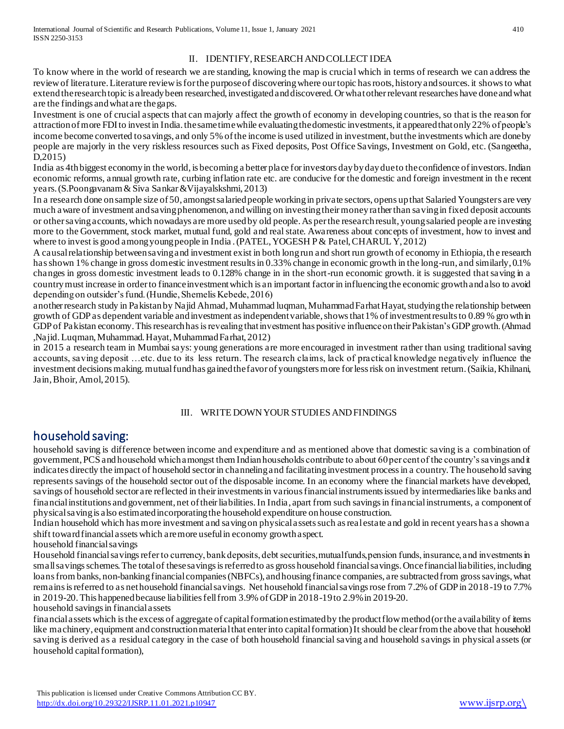## II. IDENTIFY, RESEARCH AND COLLECT IDEA

To know where in the world of research we are standing, knowing the map is crucial which in terms of research we can address the review of literature. Literature review is for the purpose of discovering where our topic has roots, history and sources. it shows to what extend the research topic is already been researched, investigated and discovered. Or what other relevant researches have done and what are the findings and what are the gaps.

Investment is one of crucial aspects that can majorly affect the growth of economy in developing countries, so that is the reason for attraction of more FDI to invest in India. the same time while evaluating the domestic investments, it appeared that only 22% of people's income become converted to savings, and only 5% of the income is used utilized in investment, but the investments which are done by people are majorly in the very riskless resources such as Fixed deposits, Post Office Savings, Investment on Gold, etc. (Sangeetha, D,2015)

India as 4th biggest economy in the world, is becoming a better place for investors day by day due to the confidence of investors. Indian economic reforms, annual growth rate, curbing inflation rate etc. are conducive for the domestic and foreign investment in the recent years. (S.Poongavanam & Siva Sankar & Vijayalskshmi, 2013)

In a research done on sample size of 50, amongst salaried people working in private sectors, opens up that Salaried Youngsters are very much aware of investment and saving phenomenon, and willing on investing their money rather than saving in fixed deposit accounts or other saving accounts, which nowadays are more used by old people. As per the research result, young salaried people are investing more to the Government, stock market, mutual fund, gold and real state. Awareness about concepts of investment, how to invest and where to invest is good among young people in India . (PATEL, YOGESH P & Patel, CHARUL Y, 2012)

A causal relationship between saving and investment exist in both long run and short run growth of economy in Ethiopia, the research has shown 1% change in gross domestic investment results in 0.33% change in economic growth in the long-run, and similarly, 0.1% changes in gross domestic investment leads to 0.128% change in in the short-run economic growth. it is suggested that saving in a country must increase in order to finance investment which is an important factor in influencing the economic growth and also to avoid depending on outsider's fund. (Hundie, Shemelis Kebede, 2016)

another research study in Pakistan by Najid Ahmad, Muhammad luqman, Muhammad Farhat Hayat, studying the relationship between growth of GDP as dependent variable and investment as independent variable, shows that 1% of investment results to 0.89 % growth in GDP of Pakistan economy. This research has is revealing that investment has positive influence on their Pakistan's GDP growth. (Ahmad ,Najid. Luqman, Muhammad. Hayat, Muhammad Farhat, 2012)

in 2015 a research team in Mumbai says: young generations are more encouraged in investment rather than using traditional saving accounts, saving deposit …etc. due to its less return. The research claims, lack of practical knowledge negatively influence the investment decisions making. mutual fund has gained the favor of youngsters more for less risk on investment return. (Saikia, Khilnani, Jain, Bhoir, Amol, 2015).

## III. WRITE DOWN YOUR STUDIES AND FINDINGS

### household saving:

household saving is difference between income and expenditure and as mentioned above that domestic saving is a combination of government, PCS and household which amongst them Indian households contribute to about 60 per cent of the country's savings and it indicates directly the impact of household sector in channeling and facilitating investment process in a country. The household saving represents savings of the household sector out of the disposable income. In an economy where the financial markets have developed, savings of household sector are reflected in their investments in various financial instruments issued by intermediaries like banks and financial institutions and government, net of their liabilities. In India, apart from such savings in financial instruments, a component of physical saving is also estimated incorporating the household expenditure on house construction.

Indian household which has more investment and saving on physical assets such as real estate and gold in recent years has a shown a shift toward financial assets which are more useful in economy growth aspect.

household financial savings

Household financial savings refer to currency, bank deposits, debt securities, mutual funds, pension funds, insurance, and investments in small savings schemes. The total of these savings is referred to as gross household financial savings. Once financial liabilities, including loans from banks, non-banking financial companies (NBFCs), and housing finance companies, are subtracted from gross savings, what remains is referred to as net household financial savings. Net household financial savings rose from 7.2% of GDP in 2018-19 to 7.7% in 2019-20. This happened because liabilities fell from 3.9% of GDP in 2018-19 to 2.9% in 2019-20.

household savings in financial assets

financial assets which is the excess of aggregate of capital formation estimated by the product flow method (or the availability of items like machinery, equipment and construction material that enter into capital formation) It should be clear from the above that household saving is derived as a residual category in the case of both household financial saving and household savings in physical assets (or household capital formation),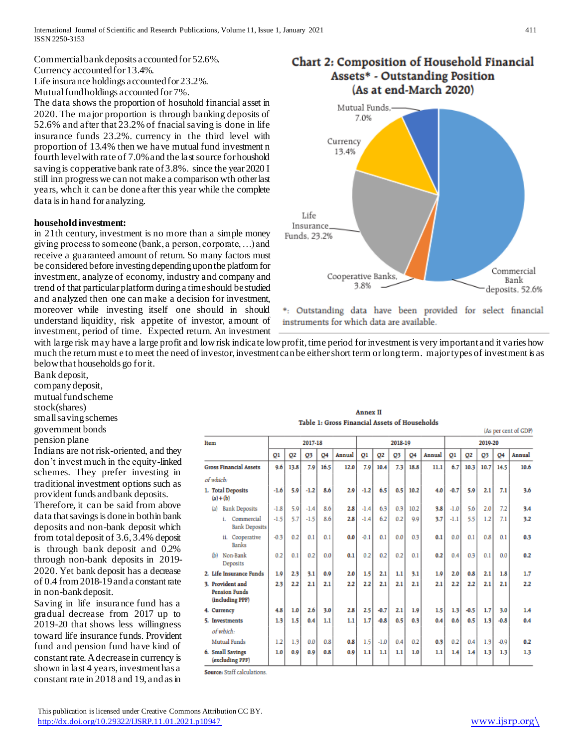Commercial bank deposits accounted for 52.6%.
Currency accounted for 13.4%.
Life insurance holdings accounted for 23.2%.
Mutual fund holdings accounted for 7%.
The data shows the proportion of hosuhold financial asset in 2020. The major proportion is through banking deposits of 52.6% and after that 23.2% of fnacial saving is done in life insurance funds 23.2%. currency in the third level with proportion of 13.4% then we have mutual fund investment n fourth level with rate of 7.0% and the last source for houshold saving is copperative bank rate of 3.8%. since the year 2020 I still inn progress we can not make a comparison wth other last years, whch it can be done after this year while the complete data is in hand for analyzing.

**Chart 2: Composition of Household Financial Assets* - Outstanding Position (As at end-March 2020)**

Mutual Funds, 7.0%
Currency 13.4%
Life Insurance Funds, 23.2%
Cooperative Banks, 3.8%
Commercial Bank deposits, 52.6%

*: Outstanding data have been provided for select financial instruments for which data are available.

**household investment:**

in 21th century, investment is no more than a simple money giving process to someone (bank, a person, corporate, …) and receive a guaranteed amount of return. So many factors must be considered before investing depending upon the platform for investment, analyze of economy, industry and company and trend of that particular platform during a time should be studied and analyzed then one can make a decision for investment, moreover while investing itself one should in should understand liquidity, risk appetite of investor, amount of investment, period of time. Expected return. An investment with large risk may have a large profit and low risk indicate low profit, time period for investment is very important and it varies how much the return must e to meet the need of investor, investment can be either short term or long term. major types of investment is as below that households go for it.

Bank deposit,
company deposit,
mutual fund scheme
stock(shares)
small saving schemes
government bonds
pension plane

Indians are not risk-oriented, and they don't invest much in the equity-linked schemes. They prefer investing in traditional investment options such as provident funds and bank deposits.
Therefore, it can be said from above data that savings is done in bothin bank deposits and non-bank deposit which from total deposit of 3.6, 3.4% deposit is through bank deposit and 0.2% through non-bank deposits in 2019-2020. Yet bank deposit has a decrease of 0.4 from 2018-19 and a constant rate in non-bank deposit.
Saving in life insurance fund has a gradual decrease from 2017 up to 2019-20 that shows less willingness toward life insurance funds. Provident fund and pension fund have kind of constant rate. A decrease in currency is shown in last 4 years, investment has a constant rate in 2018 and 19, and as in

**Annex II**
**Table 1: Gross Financial Assets of Households**

(As per cent of GDP)

| Item | 2017-18 | | | | | 2018-19 | | | | | 2019-20 | | | | |
|---|---|---|---|---|---|---|---|---|---|---|---|---|---|---|---|
| | Q1 | Q2 | Q3 | Q4 | Annual | Q1 | Q2 | Q3 | Q4 | Annual | Q1 | Q2 | Q3 | Q4 | Annual |
| **Gross Financial Assets** | 9.6 | 13.8 | 7.9 | 16.5 | 12.0 | 7.9 | 10.4 | 7.3 | 18.8 | 11.1 | 6.7 | 10.3 | 10.7 | 14.5 | 10.6 |
| *of which:* | | | | | | | | | | | | | | | |
| **1. Total Deposits (a)+(b)** | -1.6 | 5.9 | -1.2 | 8.6 | 2.9 | -1.2 | 6.5 | 0.5 | 10.2 | 4.0 | -0.7 | 5.9 | 2.1 | 7.1 | 3.6 |
| (a) Bank Deposits | -1.8 | 5.9 | -1.4 | 8.6 | 2.8 | -1.4 | 6.3 | 0.3 | 10.2 | 3.8 | -1.0 | 5.6 | 2.0 | 7.2 | 3.4 |
| i. Commercial Bank Deposits | -1.5 | 5.7 | -1.5 | 8.6 | 2.8 | -1.4 | 6.2 | 0.2 | 9.9 | 3.7 | -1.1 | 5.5 | 1.2 | 7.1 | 3.2 |
| ii. Cooperative Banks | -0.3 | 0.2 | 0.1 | 0.1 | 0.0 | -0.1 | 0.1 | 0.0 | 0.3 | 0.1 | 0.0 | 0.1 | 0.8 | 0.1 | 0.3 |
| (b) Non-Bank Deposits | 0.2 | 0.1 | 0.2 | 0.0 | 0.1 | 0.2 | 0.2 | 0.2 | 0.1 | 0.2 | 0.4 | 0.3 | 0.1 | 0.0 | 0.2 |
| **2. Life Insurance Funds** | 1.9 | 2.3 | 3.1 | 0.9 | 2.0 | 1.5 | 2.1 | 1.1 | 3.1 | 1.9 | 2.0 | 0.8 | 2.1 | 1.8 | 1.7 |
| **3. Provident and Pension Funds (including PPF)** | 2.3 | 2.2 | 2.1 | 2.1 | 2.2 | 2.2 | 2.1 | 2.1 | 2.1 | 2.1 | 2.2 | 2.2 | 2.1 | 2.1 | 2.2 |
| **4. Currency** | 4.8 | 1.0 | 2.6 | 3.0 | 2.8 | 2.5 | -0.7 | 2.1 | 1.9 | 1.5 | 1.3 | -0.5 | 1.7 | 3.0 | 1.4 |
| **5. Investments** | 1.3 | 1.5 | 0.4 | 1.1 | 1.1 | 1.7 | -0.8 | 0.5 | 0.3 | 0.4 | 0.6 | 0.5 | 1.3 | -0.8 | 0.4 |
| *of which:* | | | | | | | | | | | | | | | |
| Mutual Funds | 1.2 | 1.3 | 0.0 | 0.8 | 0.8 | 1.5 | -1.0 | 0.4 | 0.2 | 0.3 | 0.2 | 0.4 | 1.3 | -0.9 | 0.2 |
| **6. Small Savings (excluding PPF)** | 1.0 | 0.9 | 0.9 | 0.8 | 0.9 | 1.1 | 1.1 | 1.1 | 1.0 | 1.1 | 1.4 | 1.4 | 1.3 | 1.3 | 1.3 |

**Source:** Staff calculations.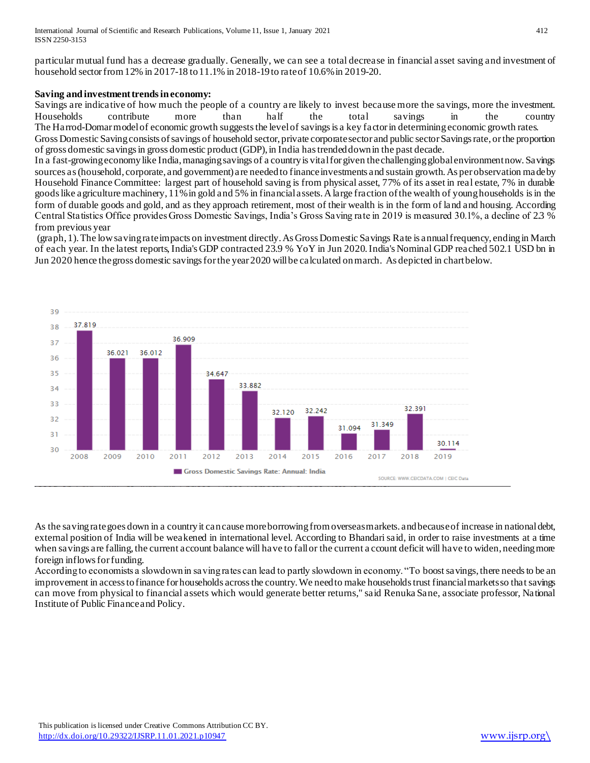particular mutual fund has a decrease gradually. Generally, we can see a total decrease in financial asset saving and investment of household sector from 12% in 2017-18 to 11.1% in 2018-19 to rate of 10.6% in 2019-20.

**Saving and investment trends in economy:**

Savings are indicative of how much the people of a country are likely to invest because more the savings, more the investment. Households contribute more than half the total savings in the country
The Harrod-Domar model of economic growth suggests the level of savings is a key factor in determining economic growth rates.
Gross Domestic Saving consists of savings of household sector, private corporate sector and public sector Savings rate, or the proportion of gross domestic savings in gross domestic product (GDP), in India has trended down in the past decade.
In a fast-growing economy like India, managing savings of a country is vital for given the challenging global environment now. Savings sources as (household, corporate, and government) are needed to finance investments and sustain growth. As per observation made by Household Finance Committee: largest part of household saving is from physical asset, 77% of its asset in real estate, 7% in durable goods like agriculture machinery, 11% in gold and 5% in financial assets. A large fraction of the wealth of young households is in the form of durable goods and gold, and as they approach retirement, most of their wealth is in the form of land and housing. According Central Statistics Office provides Gross Domestic Savings, India's Gross Saving rate in 2019 is measured 30.1%, a decline of 2.3 % from previous year
(graph, 1). The low saving rate impacts on investment directly. As Gross Domestic Savings Rate is annual frequency, ending in March of each year. In the latest reports, India's GDP contracted 23.9 % YoY in Jun 2020. India's Nominal GDP reached 502.1 USD bn in Jun 2020 hence the gross domestic savings for the year 2020 will be calculated on march. As depicted in chart below.

| Year | Gross Domestic Savings Rate: Annual: India |
|---|---|
| 2008 | 37.819 |
| 2009 | 36.021 |
| 2010 | 36.012 |
| 2011 | 36.909 |
| 2012 | 34.647 |
| 2013 | 33.882 |
| 2014 | 32.120 |
| 2015 | 32.242 |
| 2016 | 31.094 |
| 2017 | 31.349 |
| 2018 | 32.391 |
| 2019 | 30.114 |

SOURCE: WWW.CEICDATA.COM | CEIC Data

As the saving rate goes down in a country it can cause more borrowing from overseas markets. and because of increase in national debt, external position of India will be weakened in international level. According to Bhandari said, in order to raise investments at a time when savings are falling, the current account balance will have to fall or the current account deficit will have to widen, needing more foreign inflows for funding.
According to economists a slowdown in saving rates can lead to partly slowdown in economy. "To boost savings, there needs to be an improvement in access to finance for households across the country. We need to make households trust financial markets so that savings can move from physical to financial assets which would generate better returns," said Renuka Sane, associate professor, National Institute of Public Finance and Policy.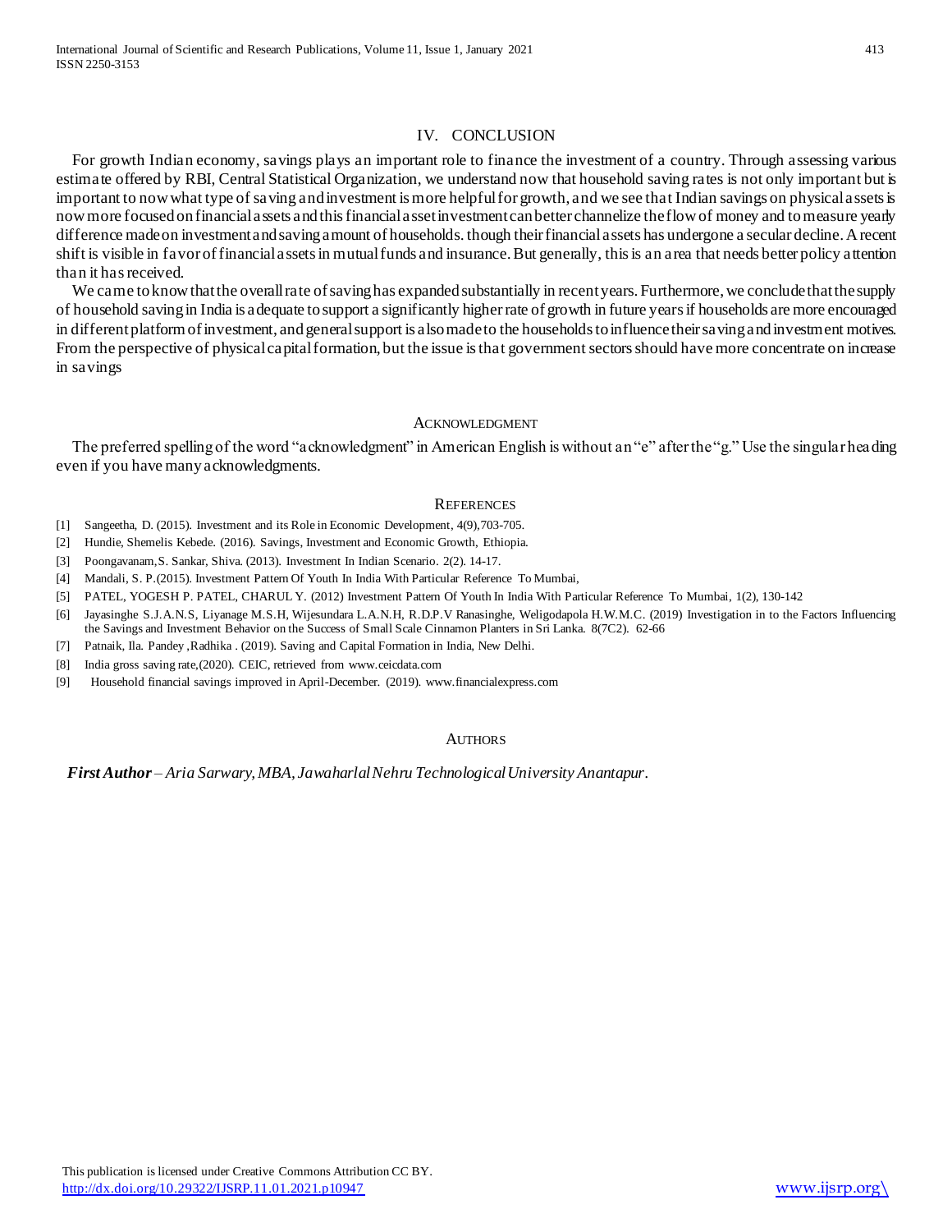## IV. CONCLUSION

For growth Indian economy, savings plays an important role to finance the investment of a country. Through assessing various estimate offered by RBI, Central Statistical Organization, we understand now that household saving rates is not only important but is important to now what type of saving and investment is more helpful for growth, and we see that Indian savings on physical assets is now more focused on financial assets and this financial asset investment can better channelize the flow of money and to measure yearly difference made on investment and saving amount of households. though their financial assets has undergone a secular decline. A recent shift is visible in favor of financial assets in mutual funds and insurance. But generally, this is an area that needs better policy attention than it has received.

We came to know that the overall rate of saving has expanded substantially in recent years. Furthermore, we conclude that the supply of household saving in India is adequate to support a significantly higher rate of growth in future years if households are more encouraged in different platform of investment, and general support is also made to the households to influence their saving and investment motives. From the perspective of physical capital formation, but the issue is that government sectors should have more concentrate on increase in savings

## ACKNOWLEDGMENT

The preferred spelling of the word "acknowledgment" in American English is without an "e" after the "g." Use the singular heading even if you have many acknowledgments.

## REFERENCES

[1] Sangeetha, D. (2015). Investment and its Role in Economic Development, 4(9),703-705.

[2] Hundie, Shemelis Kebede. (2016). Savings, Investment and Economic Growth, Ethiopia.

[3] Poongavanam,S. Sankar, Shiva. (2013). Investment In Indian Scenario. 2(2). 14-17.

[4] Mandali, S. P.(2015). Investment Pattern Of Youth In India With Particular Reference To Mumbai,

[5] PATEL, YOGESH P. PATEL, CHARUL Y. (2012) Investment Pattern Of Youth In India With Particular Reference To Mumbai, 1(2), 130-142

[6] Jayasinghe S.J.A.N.S, Liyanage M.S.H, Wijesundara L.A.N.H, R.D.P.V Ranasinghe, Weligodapola H.W.M.C. (2019) Investigation in to the Factors Influencing the Savings and Investment Behavior on the Success of Small Scale Cinnamon Planters in Sri Lanka. 8(7C2). 62-66

[7] Patnaik, Ila. Pandey ,Radhika . (2019). Saving and Capital Formation in India, New Delhi.

[8] India gross saving rate,(2020). CEIC, retrieved from www.ceicdata.com

[9] Household financial savings improved in April-December. (2019). www.financialexpress.com

## AUTHORS

***First Author*** *– Aria Sarwary, MBA, Jawaharlal Nehru Technological University Anantapur.*